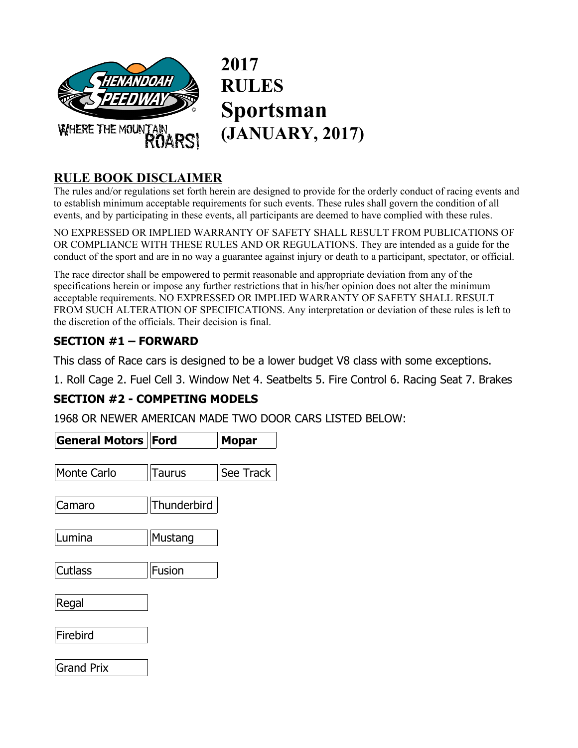# 2017 RULES Sportsman (JANUARY, 2017)

## RULE BOOK DISCLAIMER

The rules and/or regulations set forth herein are designed to provide for the orderly conduct of racing events and to establish minimum acceptable requirements for such events. These rules shall govern the condition of all events, and by participating in these events, all participants are deemed to have complied with these rules.

NO EXPRESSED OR IMPLIED WARRANTY OF SAFETY SHALL RESULT FROM PUBLICATIONS OF OR COMPLIANCE WITH THESE RULES AND OR REGULATIONS. They are intended as a guide for the conduct of the sport and are in no way a guarantee against injury or death to a participant, spectator, or official.

The race director shall be empowered to permit reasonable and appropriate deviation from any of the specifications herein or impose any further restrictions that in his/her opinion does not alter the minimum acceptable requirements. NO EXPRESSED OR IMPLIED WARRANTY OF SAFETY SHALL RESULT FROM SUCH ALTERATION OF SPECIFICATIONS. Any interpretation or deviation of these rules is left to the discretion of the officials. Their decision is final.

### SECTION #1 – FORWARD

This class of Race cars is designed to be a lower budget V8 class with some exceptions.

1. Roll Cage 2. Fuel Cell 3. Window Net 4. Seatbelts 5. Fire Control 6. Racing Seat 7. Brakes

### SECTION #2 - COMPETING MODELS

1968 OR NEWER AMERICAN MADE TWO DOOR CARS LISTED BELOW:

| **General Motors** | **Ford** | **Mopar** |
|---|---|---|
| Monte Carlo | Taurus | See Track |
| Camaro | Thunderbird | |
| Lumina | Mustang | |
| Cutlass | Fusion | |
| Regal | | |
| Firebird | | |
| Grand Prix | | |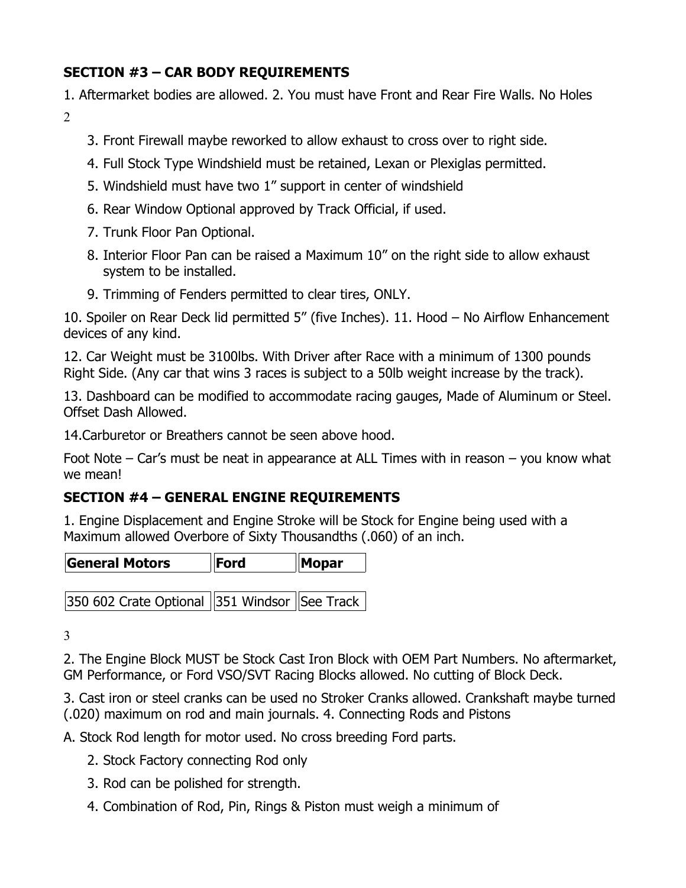### SECTION #3 – CAR BODY REQUIREMENTS

1. Aftermarket bodies are allowed. 2. You must have Front and Rear Fire Walls. No Holes

3. Front Firewall maybe reworked to allow exhaust to cross over to right side.
4. Full Stock Type Windshield must be retained, Lexan or Plexiglas permitted.
5. Windshield must have two 1" support in center of windshield
6. Rear Window Optional approved by Track Official, if used.
7. Trunk Floor Pan Optional.
8. Interior Floor Pan can be raised a Maximum 10" on the right side to allow exhaust system to be installed.
9. Trimming of Fenders permitted to clear tires, ONLY.

10. Spoiler on Rear Deck lid permitted 5" (five Inches). 11. Hood – No Airflow Enhancement devices of any kind.

12. Car Weight must be 3100lbs. With Driver after Race with a minimum of 1300 pounds Right Side. (Any car that wins 3 races is subject to a 50lb weight increase by the track).

13. Dashboard can be modified to accommodate racing gauges, Made of Aluminum or Steel. Offset Dash Allowed.

14.Carburetor or Breathers cannot be seen above hood.

Foot Note – Car's must be neat in appearance at ALL Times with in reason – you know what we mean!

### SECTION #4 – GENERAL ENGINE REQUIREMENTS

1. Engine Displacement and Engine Stroke will be Stock for Engine being used with a Maximum allowed Overbore of Sixty Thousandths (.060) of an inch.

| General Motors | Ford | Mopar |
|---|---|---|
| 350 602 Crate Optional | 351 Windsor | See Track |

2. The Engine Block MUST be Stock Cast Iron Block with OEM Part Numbers. No aftermarket, GM Performance, or Ford VSO/SVT Racing Blocks allowed. No cutting of Block Deck.

3. Cast iron or steel cranks can be used no Stroker Cranks allowed. Crankshaft maybe turned (.020) maximum on rod and main journals. 4. Connecting Rods and Pistons

A. Stock Rod length for motor used. No cross breeding Ford parts.

2. Stock Factory connecting Rod only
3. Rod can be polished for strength.
4. Combination of Rod, Pin, Rings & Piston must weigh a minimum of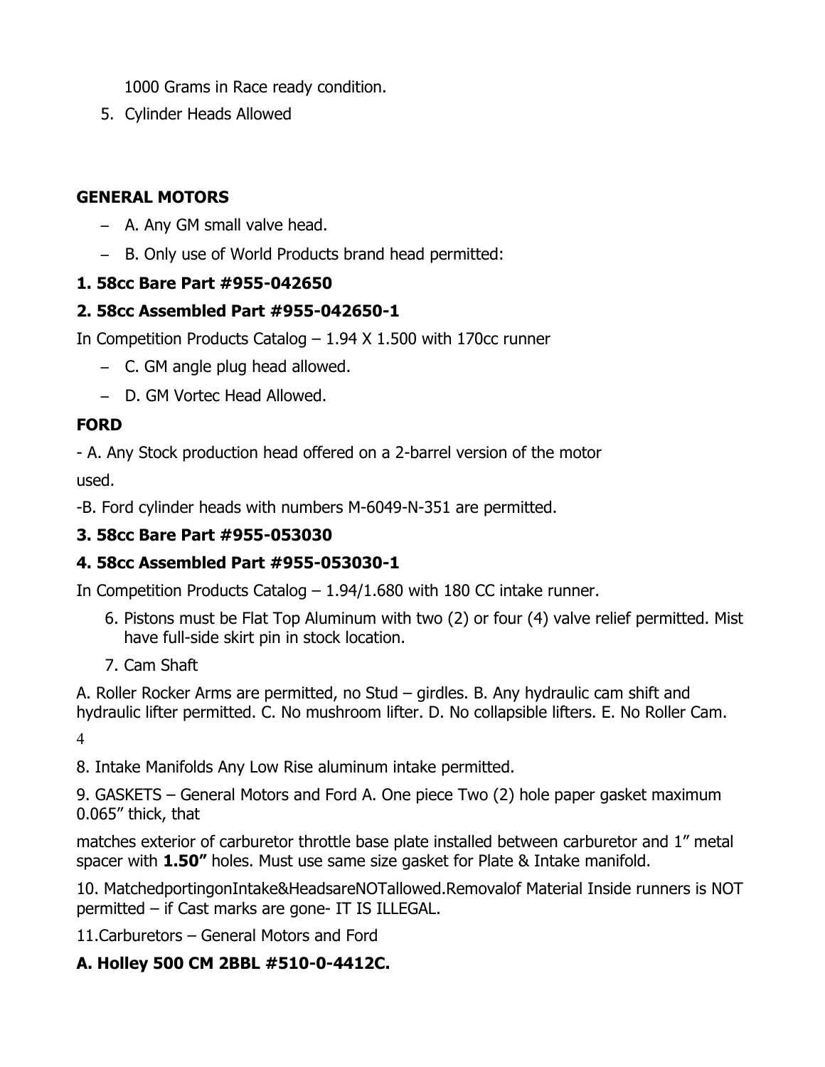1000 Grams in Race ready condition.

5. Cylinder Heads Allowed

**GENERAL MOTORS**

- A. Any GM small valve head.
- B. Only use of World Products brand head permitted:

**1. 58cc Bare Part #955-042650**

**2. 58cc Assembled Part #955-042650-1**

In Competition Products Catalog – 1.94 X 1.500 with 170cc runner

- C. GM angle plug head allowed.
- D. GM Vortec Head Allowed.

**FORD**

- A. Any Stock production head offered on a 2-barrel version of the motor used.

-B. Ford cylinder heads with numbers M-6049-N-351 are permitted.

**3. 58cc Bare Part #955-053030**

**4. 58cc Assembled Part #955-053030-1**

In Competition Products Catalog – 1.94/1.680 with 180 CC intake runner.

6. Pistons must be Flat Top Aluminum with two (2) or four (4) valve relief permitted. Mist have full-side skirt pin in stock location.

7. Cam Shaft

A. Roller Rocker Arms are permitted, no Stud – girdles. B. Any hydraulic cam shift and hydraulic lifter permitted. C. No mushroom lifter. D. No collapsible lifters. E. No Roller Cam.

8. Intake Manifolds Any Low Rise aluminum intake permitted.

9. GASKETS – General Motors and Ford A. One piece Two (2) hole paper gasket maximum 0.065" thick, that

matches exterior of carburetor throttle base plate installed between carburetor and 1" metal spacer with **1.50"** holes. Must use same size gasket for Plate & Intake manifold.

10. MatchedportingonIntake&HeadsareNOTallowed.Removalof Material Inside runners is NOT permitted – if Cast marks are gone- IT IS ILLEGAL.

11.Carburetors – General Motors and Ford

**A. Holley 500 CM 2BBL #510-0-4412C.**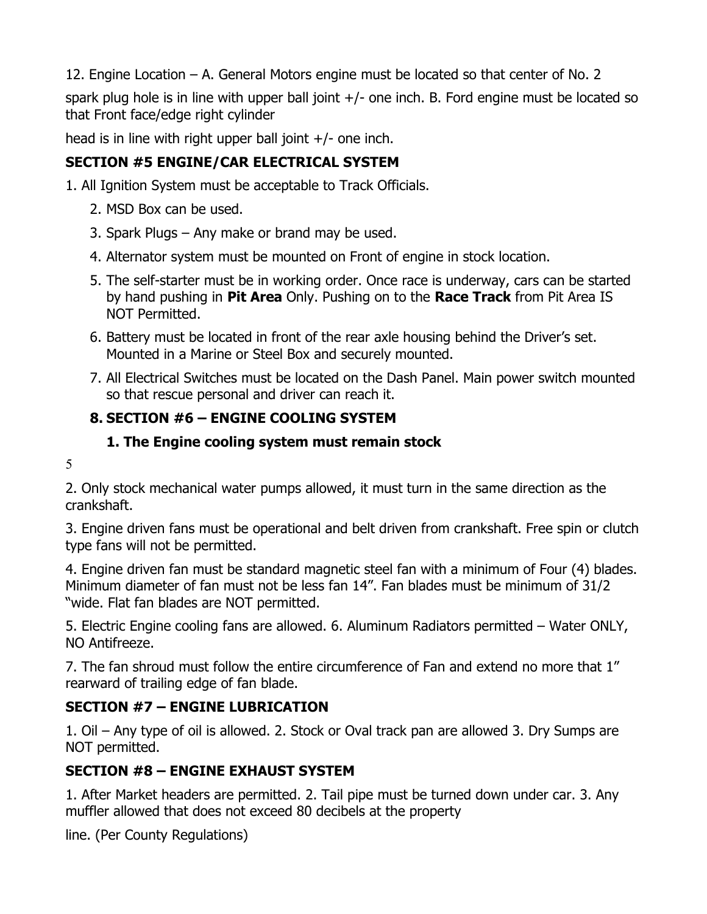12. Engine Location – A. General Motors engine must be located so that center of No. 2

spark plug hole is in line with upper ball joint +/- one inch. B. Ford engine must be located so that Front face/edge right cylinder

head is in line with right upper ball joint +/- one inch.

**SECTION #5 ENGINE/CAR ELECTRICAL SYSTEM**

1. All Ignition System must be acceptable to Track Officials.
2. MSD Box can be used.
3. Spark Plugs – Any make or brand may be used.
4. Alternator system must be mounted on Front of engine in stock location.
5. The self-starter must be in working order. Once race is underway, cars can be started by hand pushing in **Pit Area** Only. Pushing on to the **Race Track** from Pit Area IS NOT Permitted.
6. Battery must be located in front of the rear axle housing behind the Driver's set. Mounted in a Marine or Steel Box and securely mounted.
7. All Electrical Switches must be located on the Dash Panel. Main power switch mounted so that rescue personal and driver can reach it.
8. **SECTION #6 – ENGINE COOLING SYSTEM**

   **1. The Engine cooling system must remain stock**

2. Only stock mechanical water pumps allowed, it must turn in the same direction as the crankshaft.

3. Engine driven fans must be operational and belt driven from crankshaft. Free spin or clutch type fans will not be permitted.

4. Engine driven fan must be standard magnetic steel fan with a minimum of Four (4) blades. Minimum diameter of fan must not be less fan 14". Fan blades must be minimum of 31/2 "wide. Flat fan blades are NOT permitted.

5. Electric Engine cooling fans are allowed. 6. Aluminum Radiators permitted – Water ONLY, NO Antifreeze.

7. The fan shroud must follow the entire circumference of Fan and extend no more that 1" rearward of trailing edge of fan blade.

**SECTION #7 – ENGINE LUBRICATION**

1. Oil – Any type of oil is allowed. 2. Stock or Oval track pan are allowed 3. Dry Sumps are NOT permitted.

**SECTION #8 – ENGINE EXHAUST SYSTEM**

1. After Market headers are permitted. 2. Tail pipe must be turned down under car. 3. Any muffler allowed that does not exceed 80 decibels at the property

line. (Per County Regulations)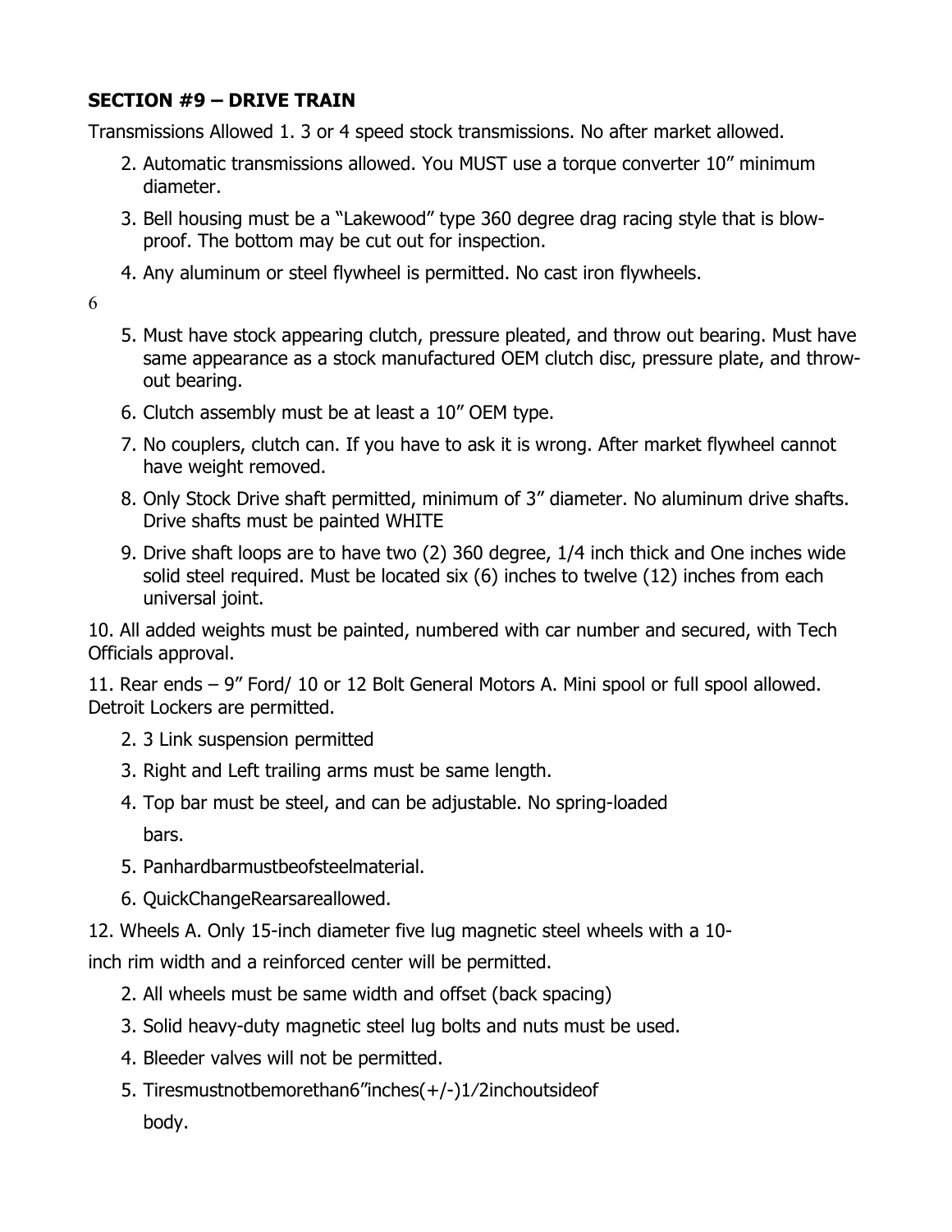**SECTION #9 – DRIVE TRAIN**

Transmissions Allowed 1. 3 or 4 speed stock transmissions. No after market allowed.

2. Automatic transmissions allowed. You MUST use a torque converter 10" minimum diameter.
3. Bell housing must be a "Lakewood" type 360 degree drag racing style that is blow-proof. The bottom may be cut out for inspection.
4. Any aluminum or steel flywheel is permitted. No cast iron flywheels.
5. Must have stock appearing clutch, pressure pleated, and throw out bearing. Must have same appearance as a stock manufactured OEM clutch disc, pressure plate, and throw-out bearing.
6. Clutch assembly must be at least a 10" OEM type.
7. No couplers, clutch can. If you have to ask it is wrong. After market flywheel cannot have weight removed.
8. Only Stock Drive shaft permitted, minimum of 3" diameter. No aluminum drive shafts. Drive shafts must be painted WHITE
9. Drive shaft loops are to have two (2) 360 degree, 1/4 inch thick and One inches wide solid steel required. Must be located six (6) inches to twelve (12) inches from each universal joint.

10. All added weights must be painted, numbered with car number and secured, with Tech Officials approval.

11. Rear ends – 9" Ford/ 10 or 12 Bolt General Motors A. Mini spool or full spool allowed. Detroit Lockers are permitted.

2. 3 Link suspension permitted
3. Right and Left trailing arms must be same length.
4. Top bar must be steel, and can be adjustable. No spring-loaded bars.
5. Panhardbarmustbeofsteelmaterial.
6. QuickChangeRearsareallowed.

12. Wheels A. Only 15-inch diameter five lug magnetic steel wheels with a 10-inch rim width and a reinforced center will be permitted.

2. All wheels must be same width and offset (back spacing)
3. Solid heavy-duty magnetic steel lug bolts and nuts must be used.
4. Bleeder valves will not be permitted.
5. Tiresmustnotbemorethan6"inches(+/-)1/2inchoutsideof body.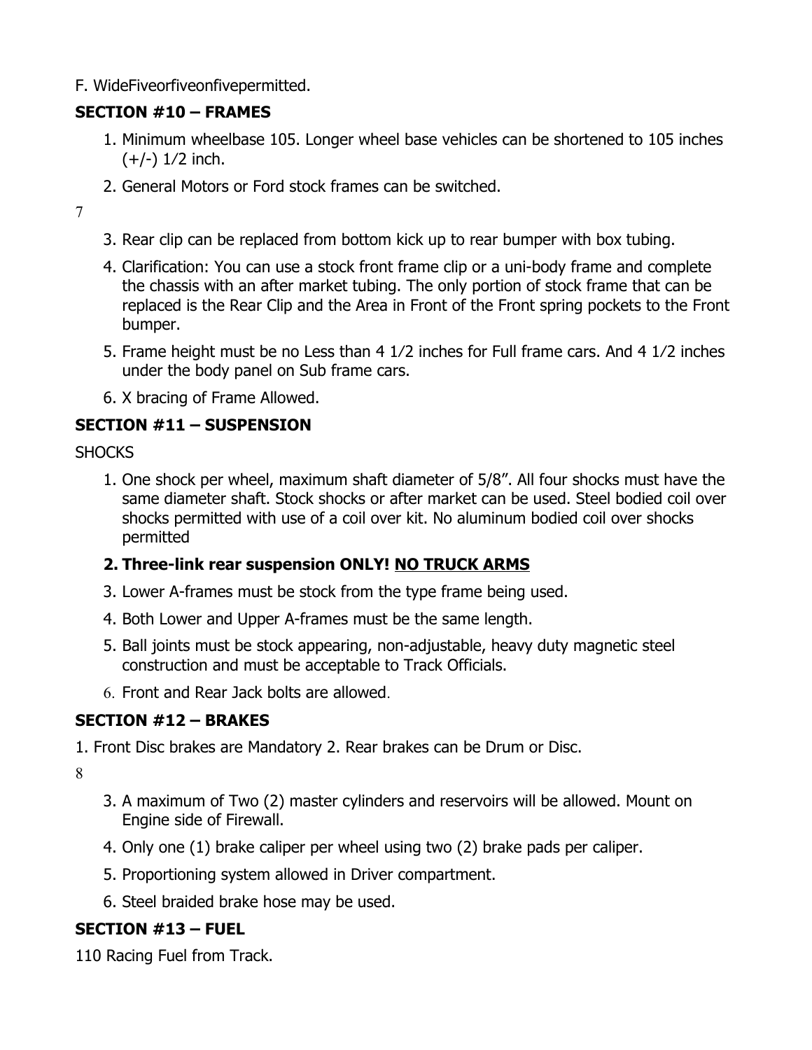F. WideFiveorfiveonfivepermitted.

## SECTION #10 – FRAMES

1. Minimum wheelbase 105. Longer wheel base vehicles can be shortened to 105 inches (+/-) 1/2 inch.
2. General Motors or Ford stock frames can be switched.
3. Rear clip can be replaced from bottom kick up to rear bumper with box tubing.
4. Clarification: You can use a stock front frame clip or a uni-body frame and complete the chassis with an after market tubing. The only portion of stock frame that can be replaced is the Rear Clip and the Area in Front of the Front spring pockets to the Front bumper.
5. Frame height must be no Less than 4 1/2 inches for Full frame cars. And 4 1/2 inches under the body panel on Sub frame cars.
6. X bracing of Frame Allowed.

## SECTION #11 – SUSPENSION

SHOCKS

1. One shock per wheel, maximum shaft diameter of 5/8". All four shocks must have the same diameter shaft. Stock shocks or after market can be used. Steel bodied coil over shocks permitted with use of a coil over kit. No aluminum bodied coil over shocks permitted
2. **Three-link rear suspension ONLY! NO TRUCK ARMS**
3. Lower A-frames must be stock from the type frame being used.
4. Both Lower and Upper A-frames must be the same length.
5. Ball joints must be stock appearing, non-adjustable, heavy duty magnetic steel construction and must be acceptable to Track Officials.
6. Front and Rear Jack bolts are allowed.

## SECTION #12 – BRAKES

1. Front Disc brakes are Mandatory 2. Rear brakes can be Drum or Disc.

3. A maximum of Two (2) master cylinders and reservoirs will be allowed. Mount on Engine side of Firewall.
4. Only one (1) brake caliper per wheel using two (2) brake pads per caliper.
5. Proportioning system allowed in Driver compartment.
6. Steel braided brake hose may be used.

## SECTION #13 – FUEL

110 Racing Fuel from Track.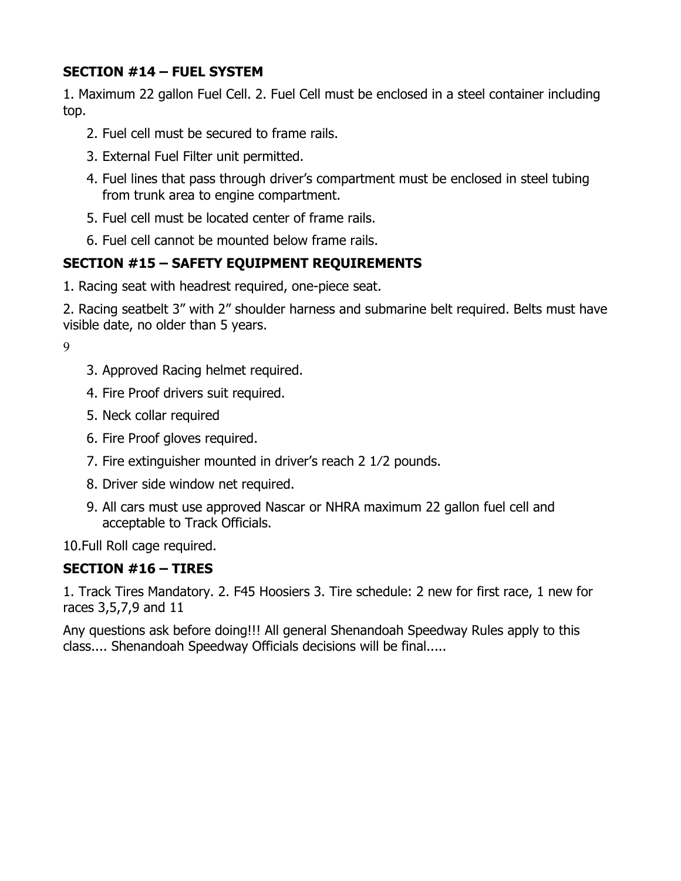### SECTION #14 – FUEL SYSTEM

1. Maximum 22 gallon Fuel Cell. 2. Fuel Cell must be enclosed in a steel container including top.

2. Fuel cell must be secured to frame rails.
3. External Fuel Filter unit permitted.
4. Fuel lines that pass through driver's compartment must be enclosed in steel tubing from trunk area to engine compartment.
5. Fuel cell must be located center of frame rails.
6. Fuel cell cannot be mounted below frame rails.

### SECTION #15 – SAFETY EQUIPMENT REQUIREMENTS

1. Racing seat with headrest required, one-piece seat.

2. Racing seatbelt 3" with 2" shoulder harness and submarine belt required. Belts must have visible date, no older than 5 years.

3. Approved Racing helmet required.
4. Fire Proof drivers suit required.
5. Neck collar required
6. Fire Proof gloves required.
7. Fire extinguisher mounted in driver's reach 2 1/2 pounds.
8. Driver side window net required.
9. All cars must use approved Nascar or NHRA maximum 22 gallon fuel cell and acceptable to Track Officials.

10.Full Roll cage required.

### SECTION #16 – TIRES

1. Track Tires Mandatory. 2. F45 Hoosiers 3. Tire schedule: 2 new for first race, 1 new for races 3,5,7,9 and 11

Any questions ask before doing!!! All general Shenandoah Speedway Rules apply to this class.... Shenandoah Speedway Officials decisions will be final.....